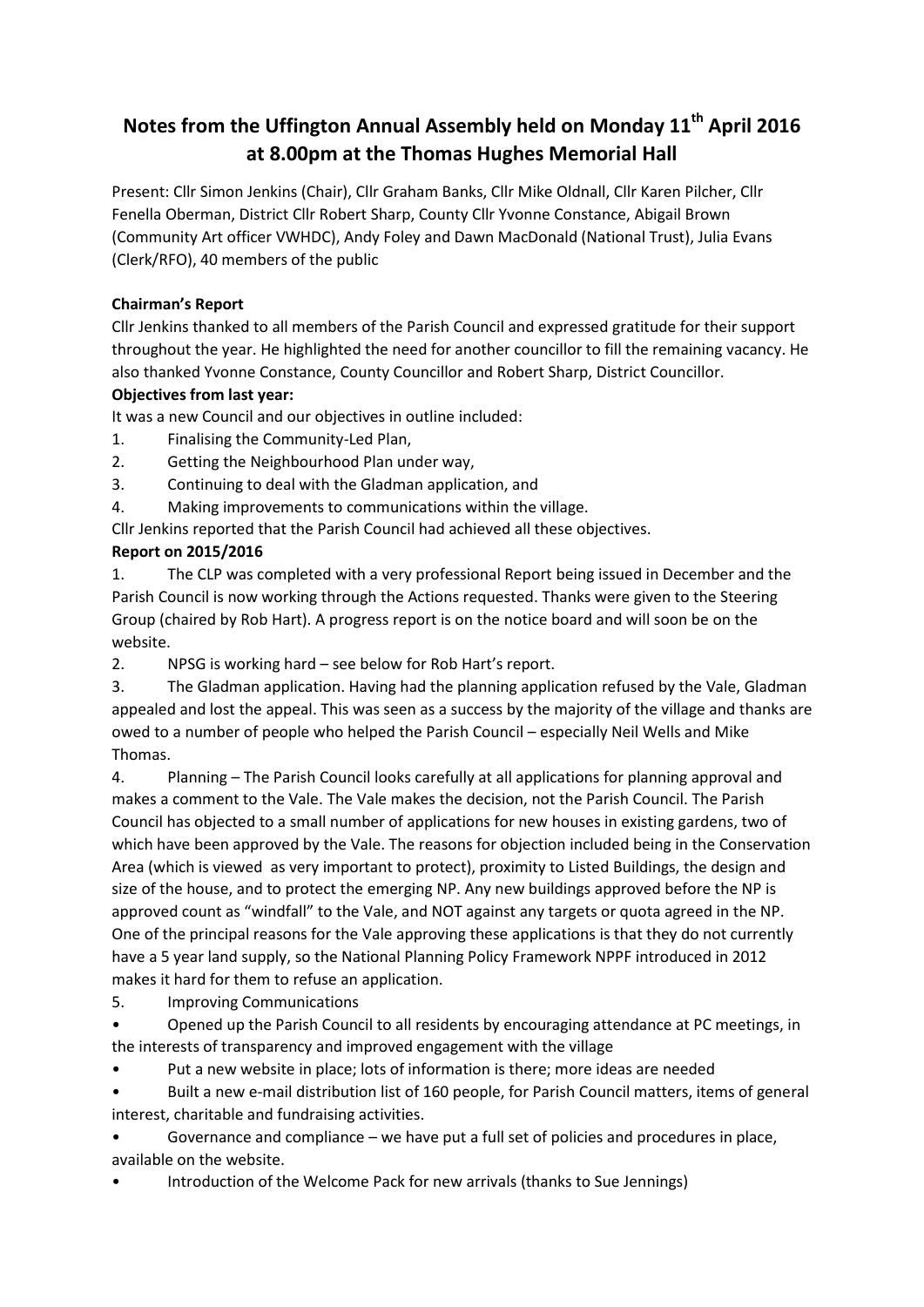# Notes from the Uffington Annual Assembly held on Monday 11th April 2016 at 8.00pm at the Thomas Hughes Memorial Hall

Present: Cllr Simon Jenkins (Chair), Cllr Graham Banks, Cllr Mike Oldnall, Cllr Karen Pilcher, Cllr Fenella Oberman, District Cllr Robert Sharp, County Cllr Yvonne Constance, Abigail Brown (Community Art officer VWHDC), Andy Foley and Dawn MacDonald (National Trust), Julia Evans (Clerk/RFO), 40 members of the public

**Chairman's Report**

Cllr Jenkins thanked to all members of the Parish Council and expressed gratitude for their support throughout the year. He highlighted the need for another councillor to fill the remaining vacancy. He also thanked Yvonne Constance, County Councillor and Robert Sharp, District Councillor.

**Objectives from last year:**

It was a new Council and our objectives in outline included:

1. Finalising the Community-Led Plan,
2. Getting the Neighbourhood Plan under way,
3. Continuing to deal with the Gladman application, and
4. Making improvements to communications within the village.

Cllr Jenkins reported that the Parish Council had achieved all these objectives.

**Report on 2015/2016**

1. The CLP was completed with a very professional Report being issued in December and the Parish Council is now working through the Actions requested. Thanks were given to the Steering Group (chaired by Rob Hart). A progress report is on the notice board and will soon be on the website.
2. NPSG is working hard – see below for Rob Hart's report.
3. The Gladman application. Having had the planning application refused by the Vale, Gladman appealed and lost the appeal. This was seen as a success by the majority of the village and thanks are owed to a number of people who helped the Parish Council – especially Neil Wells and Mike Thomas.
4. Planning – The Parish Council looks carefully at all applications for planning approval and makes a comment to the Vale. The Vale makes the decision, not the Parish Council. The Parish Council has objected to a small number of applications for new houses in existing gardens, two of which have been approved by the Vale. The reasons for objection included being in the Conservation Area (which is viewed as very important to protect), proximity to Listed Buildings, the design and size of the house, and to protect the emerging NP. Any new buildings approved before the NP is approved count as "windfall" to the Vale, and NOT against any targets or quota agreed in the NP. One of the principal reasons for the Vale approving these applications is that they do not currently have a 5 year land supply, so the National Planning Policy Framework NPPF introduced in 2012 makes it hard for them to refuse an application.
5. Improving Communications

- Opened up the Parish Council to all residents by encouraging attendance at PC meetings, in the interests of transparency and improved engagement with the village
- Put a new website in place; lots of information is there; more ideas are needed
- Built a new e-mail distribution list of 160 people, for Parish Council matters, items of general interest, charitable and fundraising activities.
- Governance and compliance – we have put a full set of policies and procedures in place, available on the website.
- Introduction of the Welcome Pack for new arrivals (thanks to Sue Jennings)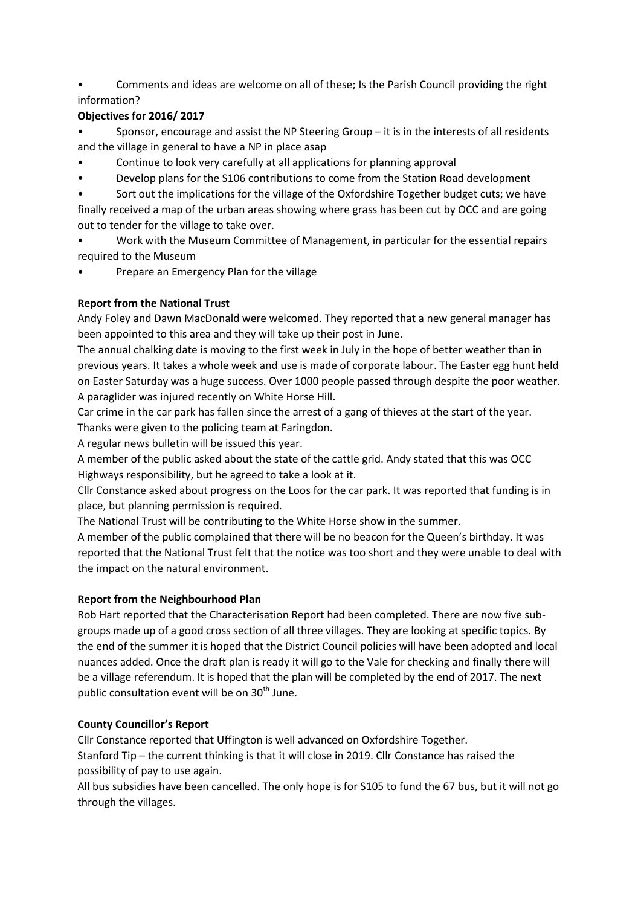- Comments and ideas are welcome on all of these; Is the Parish Council providing the right information?

**Objectives for 2016/ 2017**

- Sponsor, encourage and assist the NP Steering Group – it is in the interests of all residents and the village in general to have a NP in place asap
- Continue to look very carefully at all applications for planning approval
- Develop plans for the S106 contributions to come from the Station Road development
- Sort out the implications for the village of the Oxfordshire Together budget cuts; we have finally received a map of the urban areas showing where grass has been cut by OCC and are going out to tender for the village to take over.
- Work with the Museum Committee of Management, in particular for the essential repairs required to the Museum
- Prepare an Emergency Plan for the village

**Report from the National Trust**

Andy Foley and Dawn MacDonald were welcomed. They reported that a new general manager has been appointed to this area and they will take up their post in June.

The annual chalking date is moving to the first week in July in the hope of better weather than in previous years. It takes a whole week and use is made of corporate labour. The Easter egg hunt held on Easter Saturday was a huge success. Over 1000 people passed through despite the poor weather. A paraglider was injured recently on White Horse Hill.

Car crime in the car park has fallen since the arrest of a gang of thieves at the start of the year. Thanks were given to the policing team at Faringdon.

A regular news bulletin will be issued this year.

A member of the public asked about the state of the cattle grid. Andy stated that this was OCC Highways responsibility, but he agreed to take a look at it.

Cllr Constance asked about progress on the Loos for the car park. It was reported that funding is in place, but planning permission is required.

The National Trust will be contributing to the White Horse show in the summer.

A member of the public complained that there will be no beacon for the Queen's birthday. It was reported that the National Trust felt that the notice was too short and they were unable to deal with the impact on the natural environment.

**Report from the Neighbourhood Plan**

Rob Hart reported that the Characterisation Report had been completed. There are now five sub-groups made up of a good cross section of all three villages. They are looking at specific topics. By the end of the summer it is hoped that the District Council policies will have been adopted and local nuances added. Once the draft plan is ready it will go to the Vale for checking and finally there will be a village referendum. It is hoped that the plan will be completed by the end of 2017. The next public consultation event will be on 30th June.

**County Councillor's Report**

Cllr Constance reported that Uffington is well advanced on Oxfordshire Together.

Stanford Tip – the current thinking is that it will close in 2019. Cllr Constance has raised the possibility of pay to use again.

All bus subsidies have been cancelled. The only hope is for S105 to fund the 67 bus, but it will not go through the villages.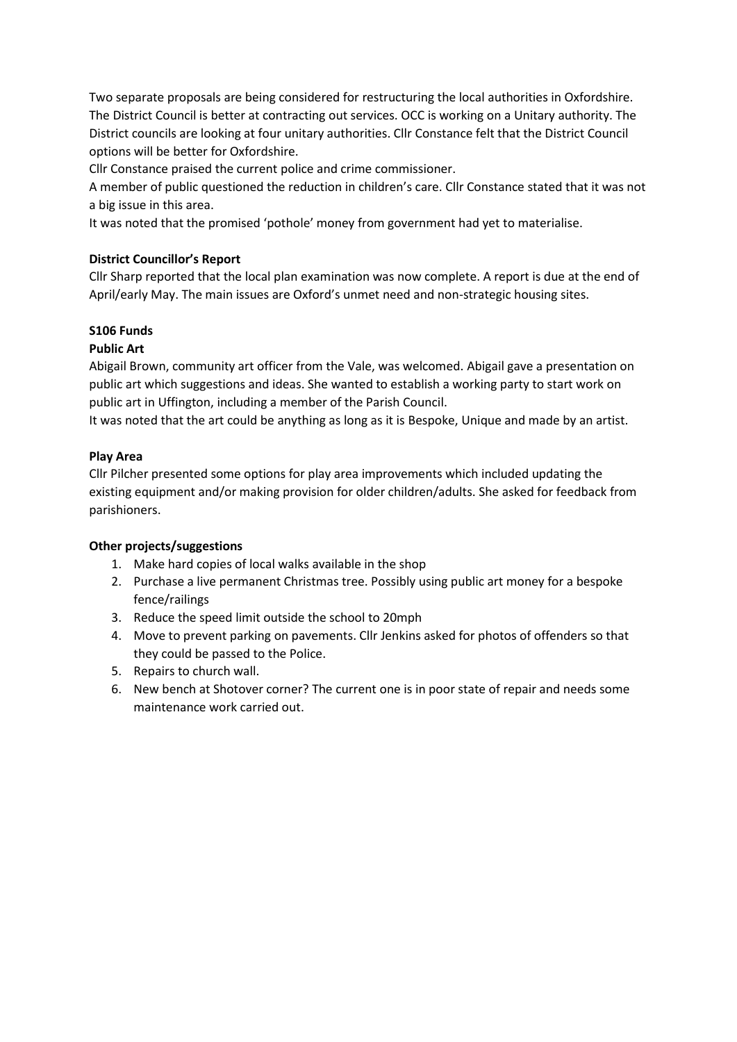Two separate proposals are being considered for restructuring the local authorities in Oxfordshire. The District Council is better at contracting out services. OCC is working on a Unitary authority. The District councils are looking at four unitary authorities. Cllr Constance felt that the District Council options will be better for Oxfordshire.

Cllr Constance praised the current police and crime commissioner.

A member of public questioned the reduction in children's care. Cllr Constance stated that it was not a big issue in this area.

It was noted that the promised 'pothole' money from government had yet to materialise.

**District Councillor's Report**

Cllr Sharp reported that the local plan examination was now complete. A report is due at the end of April/early May. The main issues are Oxford's unmet need and non-strategic housing sites.

**S106 Funds**

**Public Art**

Abigail Brown, community art officer from the Vale, was welcomed. Abigail gave a presentation on public art which suggestions and ideas. She wanted to establish a working party to start work on public art in Uffington, including a member of the Parish Council.

It was noted that the art could be anything as long as it is Bespoke, Unique and made by an artist.

**Play Area**

Cllr Pilcher presented some options for play area improvements which included updating the existing equipment and/or making provision for older children/adults. She asked for feedback from parishioners.

**Other projects/suggestions**

1. Make hard copies of local walks available in the shop
2. Purchase a live permanent Christmas tree. Possibly using public art money for a bespoke fence/railings
3. Reduce the speed limit outside the school to 20mph
4. Move to prevent parking on pavements. Cllr Jenkins asked for photos of offenders so that they could be passed to the Police.
5. Repairs to church wall.
6. New bench at Shotover corner? The current one is in poor state of repair and needs some maintenance work carried out.